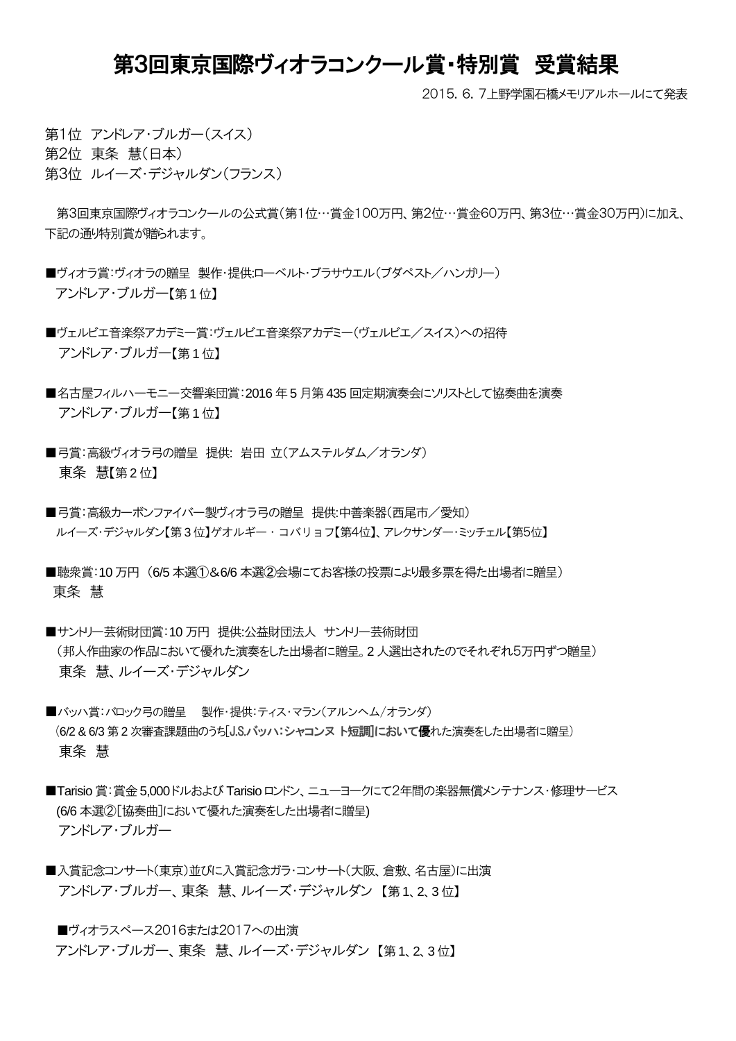# 第3回東京国際ヴィオラコンクール賞・特別賞　受賞結果

2015. 6. 7上野学園石橋メモリアルホールにて発表

第1位　アンドレア・ブルガー（スイス）
第2位　東条　慧（日本）
第3位　ルイーズ・デジャルダン（フランス）

第3回東京国際ヴィオラコンクールの公式賞（第1位…賞金100万円、第2位…賞金60万円、第3位…賞金30万円）に加え、下記の通り特別賞が贈られます。

■ヴィオラ賞：ヴィオラの贈呈　製作・提供:ローベルト・ブラサウエル（ブダペスト／ハンガリー）
アンドレア・ブルガー【第１位】

■ヴェルビエ音楽祭アカデミー賞：ヴェルビエ音楽祭アカデミー（ヴェルビエ／スイス）への招待
アンドレア・ブルガー【第１位】

■名古屋フィルハーモニー交響楽団賞：2016 年 5 月第 435 回定期演奏会にソリストとして協奏曲を演奏
アンドレア・ブルガー【第１位】

■弓賞：高級ヴィオラ弓の贈呈　提供:　岩田　立（アムステルダム／オランダ）
東条　慧【第２位】

■弓賞：高級カーボンファイバー製ヴィオラ弓の贈呈　提供:中善楽器（西尾市／愛知）
ルイーズ・デジャルダン【第３位】ゲオルギー・コバリョフ【第4位】、アレクサンダー・ミッチェル【第5位】

■聴衆賞：10 万円 （6/5 本選①&6/6 本選②会場にてお客様の投票により最多票を得た出場者に贈呈）
東条　慧

■サントリー芸術財団賞：10 万円　提供:公益財団法人　サントリー芸術財団
（邦人作曲家の作品において優れた演奏をした出場者に贈呈。2 人選出されたのでそれぞれ5万円ずつ贈呈）
東条　慧、ルイーズ・デジャルダン

■バッハ賞：バロック弓の贈呈　　製作・提供：ティス・マラン（アルンヘム/オランダ）
（6/2 & 6/3 第 2 次審査課題曲のうち[J.S.バッハ：シャコンヌ ト短調]において優れた演奏をした出場者に贈呈）
東条　慧

■Tarisio 賞：賞金 5,000ドルおよび Tarisio ロンドン、ニューヨークにて2年間の楽器無償メンテナンス・修理サービス
(6/6 本選②[協奏曲]において優れた演奏をした出場者に贈呈)
アンドレア・ブルガー

■入賞記念コンサート（東京）並びに入賞記念ガラ・コンサート（大阪、倉敷、名古屋）に出演
アンドレア・ブルガー、東条　慧、ルイーズ・デジャルダン 【第 1、2、3 位】

■ヴィオラスペース2016または2017への出演
アンドレア・ブルガー、東条　慧、ルイーズ・デジャルダン 【第 1、2、3 位】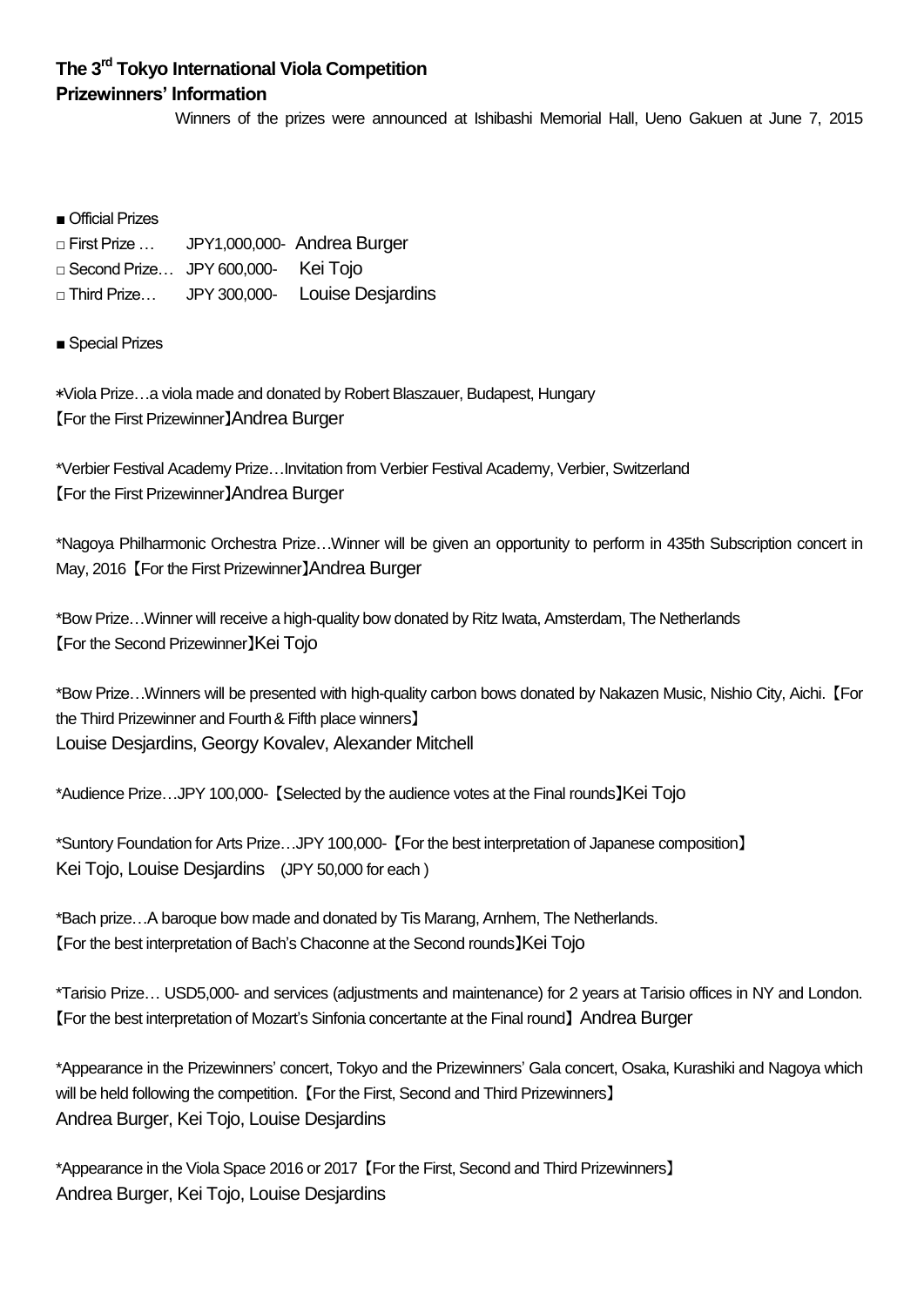# The 3rd Tokyo International Viola Competition
## Prizewinners' Information

Winners of the prizes were announced at Ishibashi Memorial Hall, Ueno Gakuen at June 7, 2015

■ Official Prizes

□ First Prize … JPY1,000,000- Andrea Burger

□ Second Prize… JPY 600,000- Kei Tojo

□ Third Prize… JPY 300,000- Louise Desjardins

■ Special Prizes

*Viola Prize…a viola made and donated by Robert Blaszauer, Budapest, Hungary
【For the First Prizewinner】Andrea Burger

*Verbier Festival Academy Prize…Invitation from Verbier Festival Academy, Verbier, Switzerland
【For the First Prizewinner】Andrea Burger

*Nagoya Philharmonic Orchestra Prize…Winner will be given an opportunity to perform in 435th Subscription concert in May, 2016【For the First Prizewinner】Andrea Burger

*Bow Prize…Winner will receive a high-quality bow donated by Ritz Iwata, Amsterdam, The Netherlands
【For the Second Prizewinner】Kei Tojo

*Bow Prize…Winners will be presented with high-quality carbon bows donated by Nakazen Music, Nishio City, Aichi.【For the Third Prizewinner and Fourth & Fifth place winners】
Louise Desjardins, Georgy Kovalev, Alexander Mitchell

*Audience Prize…JPY 100,000-【Selected by the audience votes at the Final rounds】Kei Tojo

*Suntory Foundation for Arts Prize…JPY 100,000-【For the best interpretation of Japanese composition】
Kei Tojo, Louise Desjardins (JPY 50,000 for each )

*Bach prize…A baroque bow made and donated by Tis Marang, Arnhem, The Netherlands.
【For the best interpretation of Bach's Chaconne at the Second rounds】Kei Tojo

*Tarisio Prize… USD5,000- and services (adjustments and maintenance) for 2 years at Tarisio offices in NY and London.
【For the best interpretation of Mozart's Sinfonia concertante at the Final round】Andrea Burger

*Appearance in the Prizewinners' concert, Tokyo and the Prizewinners' Gala concert, Osaka, Kurashiki and Nagoya which will be held following the competition.【For the First, Second and Third Prizewinners】
Andrea Burger, Kei Tojo, Louise Desjardins

*Appearance in the Viola Space 2016 or 2017【For the First, Second and Third Prizewinners】
Andrea Burger, Kei Tojo, Louise Desjardins